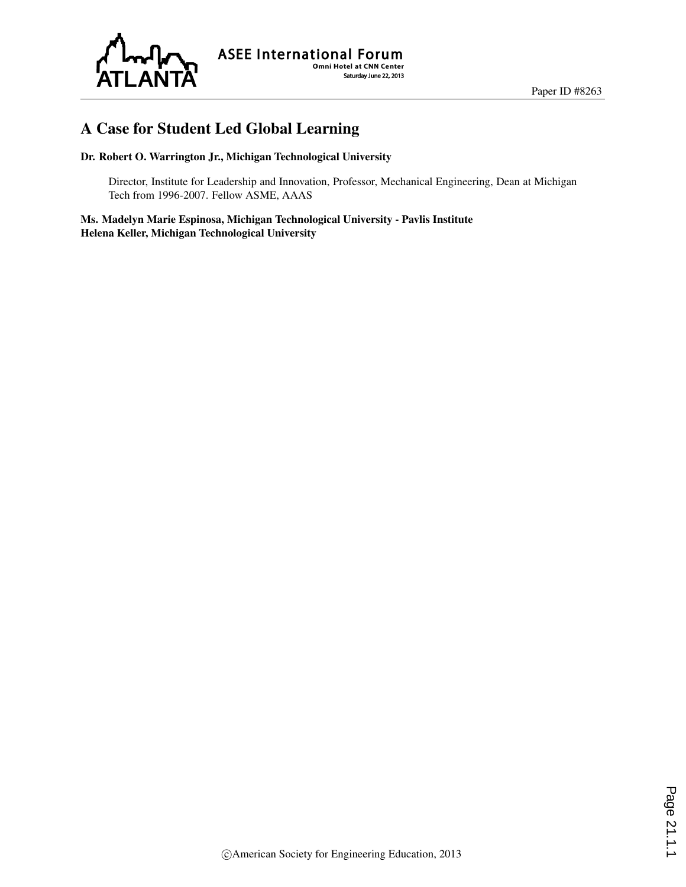# A Case for Student Led Global Learning

**Dr. Robert O. Warrington Jr., Michigan Technological University**

Director, Institute for Leadership and Innovation, Professor, Mechanical Engineering, Dean at Michigan Tech from 1996-2007. Fellow ASME, AAAS

**Ms. Madelyn Marie Espinosa, Michigan Technological University - Pavlis Institute**
**Helena Keller, Michigan Technological University**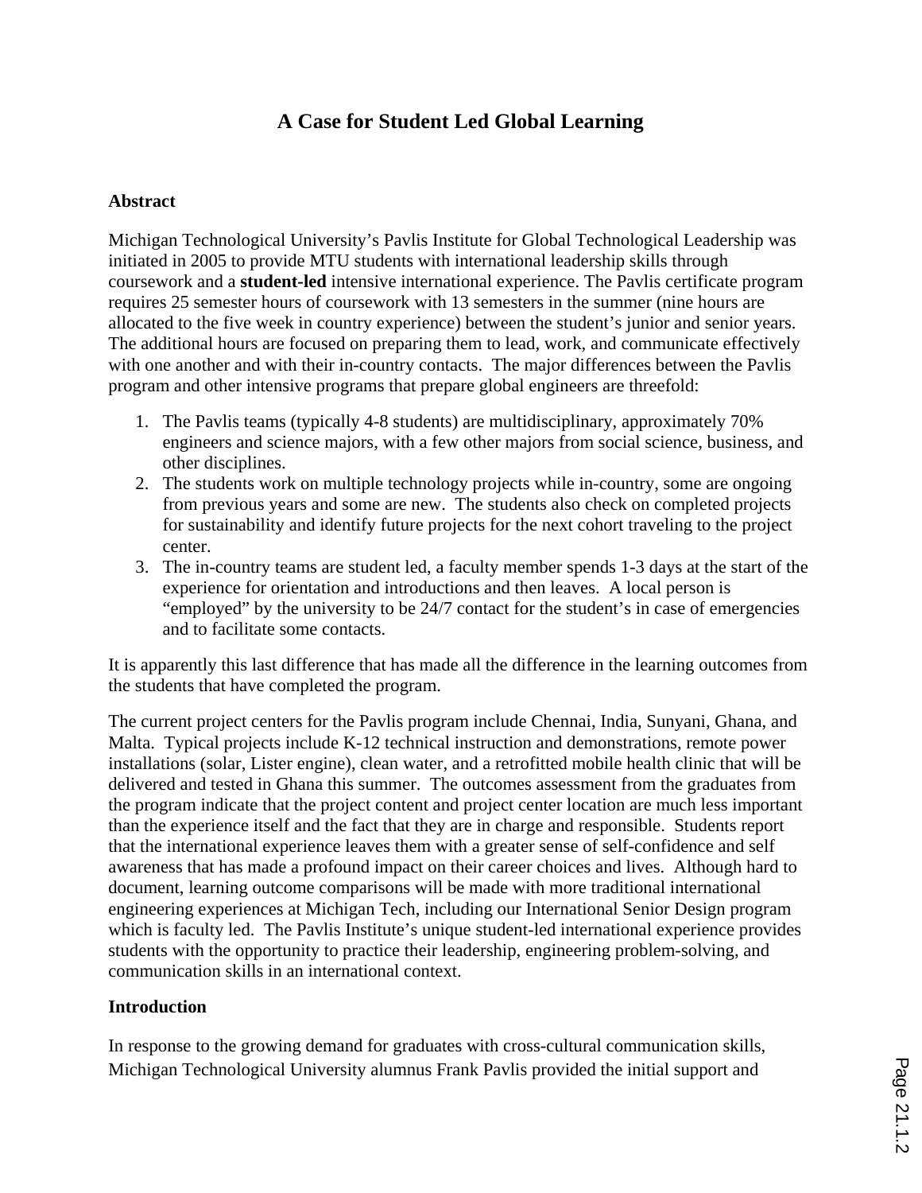# A Case for Student Led Global Learning

## Abstract

Michigan Technological University's Pavlis Institute for Global Technological Leadership was initiated in 2005 to provide MTU students with international leadership skills through coursework and a **student-led** intensive international experience. The Pavlis certificate program requires 25 semester hours of coursework with 13 semesters in the summer (nine hours are allocated to the five week in country experience) between the student's junior and senior years. The additional hours are focused on preparing them to lead, work, and communicate effectively with one another and with their in-country contacts. The major differences between the Pavlis program and other intensive programs that prepare global engineers are threefold:

1. The Pavlis teams (typically 4-8 students) are multidisciplinary, approximately 70% engineers and science majors, with a few other majors from social science, business, and other disciplines.
2. The students work on multiple technology projects while in-country, some are ongoing from previous years and some are new. The students also check on completed projects for sustainability and identify future projects for the next cohort traveling to the project center.
3. The in-country teams are student led, a faculty member spends 1-3 days at the start of the experience for orientation and introductions and then leaves. A local person is "employed" by the university to be 24/7 contact for the student's in case of emergencies and to facilitate some contacts.

It is apparently this last difference that has made all the difference in the learning outcomes from the students that have completed the program.

The current project centers for the Pavlis program include Chennai, India, Sunyani, Ghana, and Malta. Typical projects include K-12 technical instruction and demonstrations, remote power installations (solar, Lister engine), clean water, and a retrofitted mobile health clinic that will be delivered and tested in Ghana this summer. The outcomes assessment from the graduates from the program indicate that the project content and project center location are much less important than the experience itself and the fact that they are in charge and responsible. Students report that the international experience leaves them with a greater sense of self-confidence and self awareness that has made a profound impact on their career choices and lives. Although hard to document, learning outcome comparisons will be made with more traditional international engineering experiences at Michigan Tech, including our International Senior Design program which is faculty led. The Pavlis Institute's unique student-led international experience provides students with the opportunity to practice their leadership, engineering problem-solving, and communication skills in an international context.

## Introduction

In response to the growing demand for graduates with cross-cultural communication skills, Michigan Technological University alumnus Frank Pavlis provided the initial support and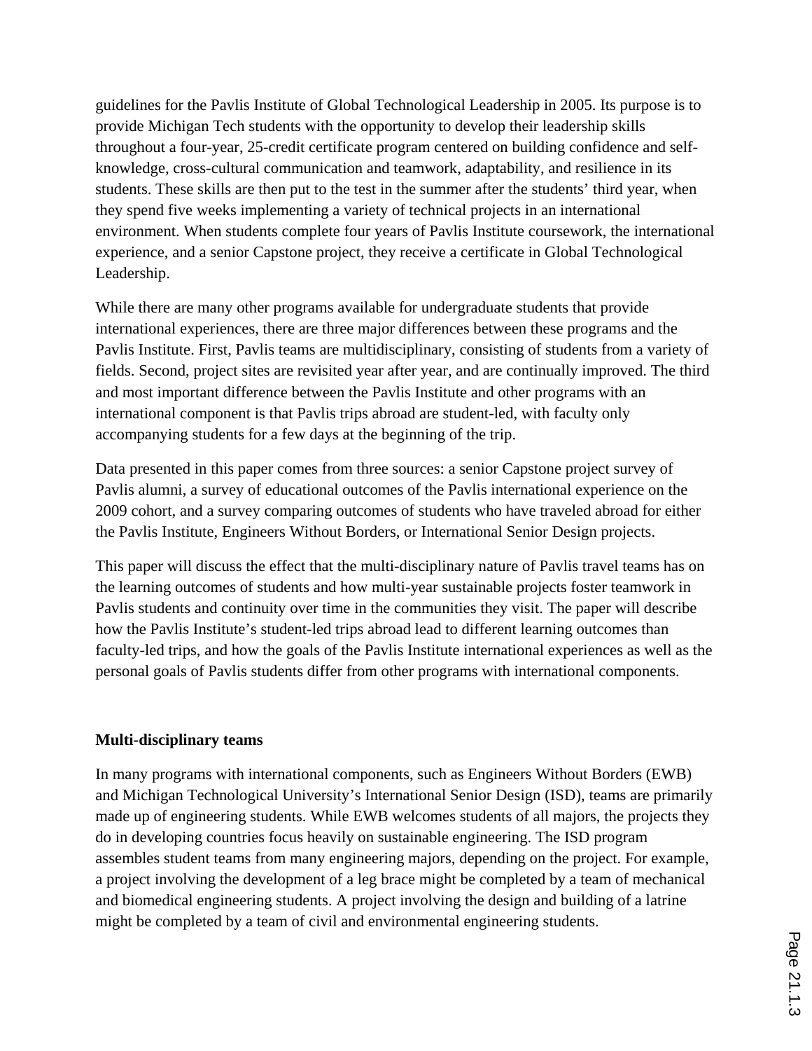guidelines for the Pavlis Institute of Global Technological Leadership in 2005. Its purpose is to provide Michigan Tech students with the opportunity to develop their leadership skills throughout a four-year, 25-credit certificate program centered on building confidence and self-knowledge, cross-cultural communication and teamwork, adaptability, and resilience in its students. These skills are then put to the test in the summer after the students' third year, when they spend five weeks implementing a variety of technical projects in an international environment. When students complete four years of Pavlis Institute coursework, the international experience, and a senior Capstone project, they receive a certificate in Global Technological Leadership.

While there are many other programs available for undergraduate students that provide international experiences, there are three major differences between these programs and the Pavlis Institute. First, Pavlis teams are multidisciplinary, consisting of students from a variety of fields. Second, project sites are revisited year after year, and are continually improved. The third and most important difference between the Pavlis Institute and other programs with an international component is that Pavlis trips abroad are student-led, with faculty only accompanying students for a few days at the beginning of the trip.

Data presented in this paper comes from three sources: a senior Capstone project survey of Pavlis alumni, a survey of educational outcomes of the Pavlis international experience on the 2009 cohort, and a survey comparing outcomes of students who have traveled abroad for either the Pavlis Institute, Engineers Without Borders, or International Senior Design projects.

This paper will discuss the effect that the multi-disciplinary nature of Pavlis travel teams has on the learning outcomes of students and how multi-year sustainable projects foster teamwork in Pavlis students and continuity over time in the communities they visit. The paper will describe how the Pavlis Institute's student-led trips abroad lead to different learning outcomes than faculty-led trips, and how the goals of the Pavlis Institute international experiences as well as the personal goals of Pavlis students differ from other programs with international components.

## Multi-disciplinary teams

In many programs with international components, such as Engineers Without Borders (EWB) and Michigan Technological University's International Senior Design (ISD), teams are primarily made up of engineering students. While EWB welcomes students of all majors, the projects they do in developing countries focus heavily on sustainable engineering. The ISD program assembles student teams from many engineering majors, depending on the project. For example, a project involving the development of a leg brace might be completed by a team of mechanical and biomedical engineering students. A project involving the design and building of a latrine might be completed by a team of civil and environmental engineering students.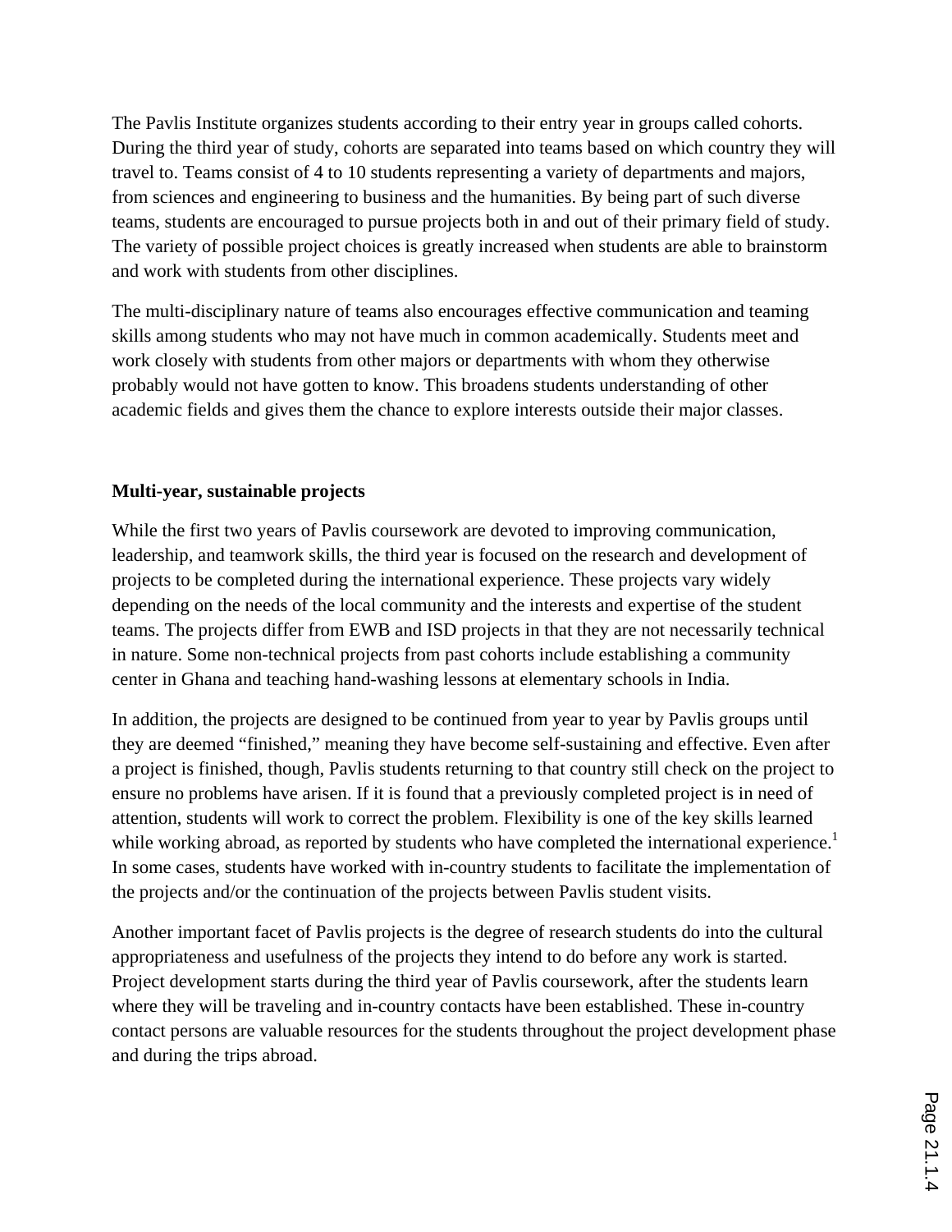The Pavlis Institute organizes students according to their entry year in groups called cohorts. During the third year of study, cohorts are separated into teams based on which country they will travel to. Teams consist of 4 to 10 students representing a variety of departments and majors, from sciences and engineering to business and the humanities. By being part of such diverse teams, students are encouraged to pursue projects both in and out of their primary field of study. The variety of possible project choices is greatly increased when students are able to brainstorm and work with students from other disciplines.

The multi-disciplinary nature of teams also encourages effective communication and teaming skills among students who may not have much in common academically. Students meet and work closely with students from other majors or departments with whom they otherwise probably would not have gotten to know. This broadens students understanding of other academic fields and gives them the chance to explore interests outside their major classes.

**Multi-year, sustainable projects**

While the first two years of Pavlis coursework are devoted to improving communication, leadership, and teamwork skills, the third year is focused on the research and development of projects to be completed during the international experience. These projects vary widely depending on the needs of the local community and the interests and expertise of the student teams. The projects differ from EWB and ISD projects in that they are not necessarily technical in nature. Some non-technical projects from past cohorts include establishing a community center in Ghana and teaching hand-washing lessons at elementary schools in India.

In addition, the projects are designed to be continued from year to year by Pavlis groups until they are deemed "finished," meaning they have become self-sustaining and effective. Even after a project is finished, though, Pavlis students returning to that country still check on the project to ensure no problems have arisen. If it is found that a previously completed project is in need of attention, students will work to correct the problem. Flexibility is one of the key skills learned while working abroad, as reported by students who have completed the international experience.[1] In some cases, students have worked with in-country students to facilitate the implementation of the projects and/or the continuation of the projects between Pavlis student visits.

Another important facet of Pavlis projects is the degree of research students do into the cultural appropriateness and usefulness of the projects they intend to do before any work is started. Project development starts during the third year of Pavlis coursework, after the students learn where they will be traveling and in-country contacts have been established. These in-country contact persons are valuable resources for the students throughout the project development phase and during the trips abroad.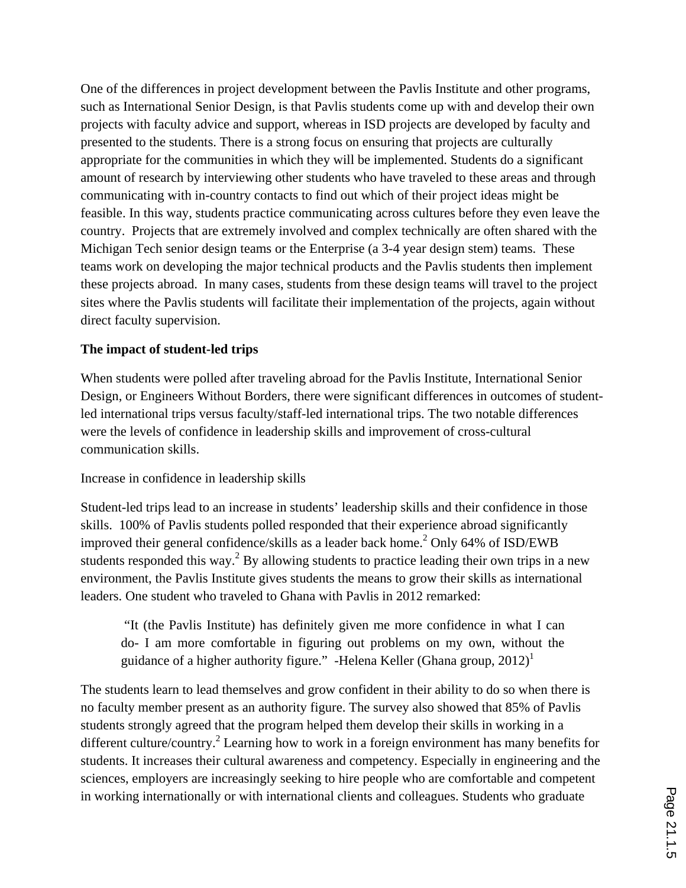One of the differences in project development between the Pavlis Institute and other programs, such as International Senior Design, is that Pavlis students come up with and develop their own projects with faculty advice and support, whereas in ISD projects are developed by faculty and presented to the students. There is a strong focus on ensuring that projects are culturally appropriate for the communities in which they will be implemented. Students do a significant amount of research by interviewing other students who have traveled to these areas and through communicating with in-country contacts to find out which of their project ideas might be feasible. In this way, students practice communicating across cultures before they even leave the country. Projects that are extremely involved and complex technically are often shared with the Michigan Tech senior design teams or the Enterprise (a 3-4 year design stem) teams. These teams work on developing the major technical products and the Pavlis students then implement these projects abroad. In many cases, students from these design teams will travel to the project sites where the Pavlis students will facilitate their implementation of the projects, again without direct faculty supervision.

**The impact of student-led trips**

When students were polled after traveling abroad for the Pavlis Institute, International Senior Design, or Engineers Without Borders, there were significant differences in outcomes of student-led international trips versus faculty/staff-led international trips. The two notable differences were the levels of confidence in leadership skills and improvement of cross-cultural communication skills.

Increase in confidence in leadership skills

Student-led trips lead to an increase in students' leadership skills and their confidence in those skills. 100% of Pavlis students polled responded that their experience abroad significantly improved their general confidence/skills as a leader back home.[2] Only 64% of ISD/EWB students responded this way.[2] By allowing students to practice leading their own trips in a new environment, the Pavlis Institute gives students the means to grow their skills as international leaders. One student who traveled to Ghana with Pavlis in 2012 remarked:

> "It (the Pavlis Institute) has definitely given me more confidence in what I can do- I am more comfortable in figuring out problems on my own, without the guidance of a higher authority figure." -Helena Keller (Ghana group, 2012)[1]

The students learn to lead themselves and grow confident in their ability to do so when there is no faculty member present as an authority figure. The survey also showed that 85% of Pavlis students strongly agreed that the program helped them develop their skills in working in a different culture/country.[2] Learning how to work in a foreign environment has many benefits for students. It increases their cultural awareness and competency. Especially in engineering and the sciences, employers are increasingly seeking to hire people who are comfortable and competent in working internationally or with international clients and colleagues. Students who graduate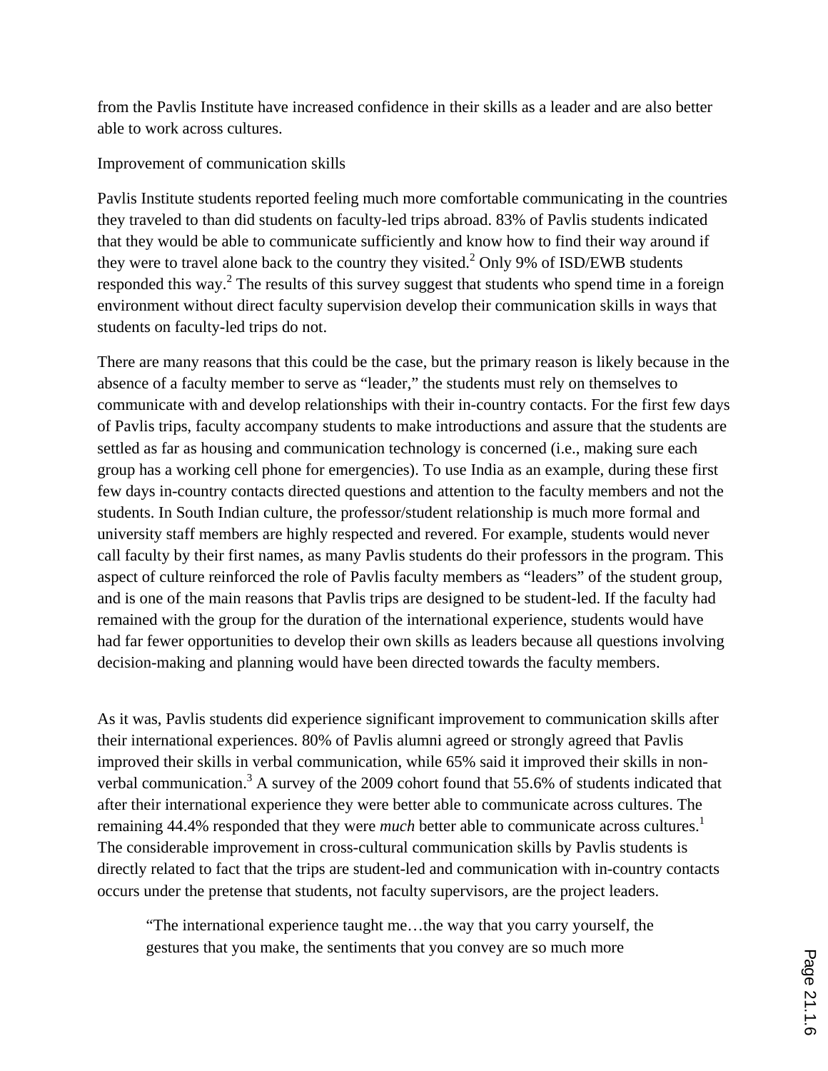from the Pavlis Institute have increased confidence in their skills as a leader and are also better able to work across cultures.

Improvement of communication skills

Pavlis Institute students reported feeling much more comfortable communicating in the countries they traveled to than did students on faculty-led trips abroad. 83% of Pavlis students indicated that they would be able to communicate sufficiently and know how to find their way around if they were to travel alone back to the country they visited.[2] Only 9% of ISD/EWB students responded this way.[2] The results of this survey suggest that students who spend time in a foreign environment without direct faculty supervision develop their communication skills in ways that students on faculty-led trips do not.

There are many reasons that this could be the case, but the primary reason is likely because in the absence of a faculty member to serve as "leader," the students must rely on themselves to communicate with and develop relationships with their in-country contacts. For the first few days of Pavlis trips, faculty accompany students to make introductions and assure that the students are settled as far as housing and communication technology is concerned (i.e., making sure each group has a working cell phone for emergencies). To use India as an example, during these first few days in-country contacts directed questions and attention to the faculty members and not the students. In South Indian culture, the professor/student relationship is much more formal and university staff members are highly respected and revered. For example, students would never call faculty by their first names, as many Pavlis students do their professors in the program. This aspect of culture reinforced the role of Pavlis faculty members as "leaders" of the student group, and is one of the main reasons that Pavlis trips are designed to be student-led. If the faculty had remained with the group for the duration of the international experience, students would have had far fewer opportunities to develop their own skills as leaders because all questions involving decision-making and planning would have been directed towards the faculty members.

As it was, Pavlis students did experience significant improvement to communication skills after their international experiences. 80% of Pavlis alumni agreed or strongly agreed that Pavlis improved their skills in verbal communication, while 65% said it improved their skills in non-verbal communication.[3] A survey of the 2009 cohort found that 55.6% of students indicated that after their international experience they were better able to communicate across cultures. The remaining 44.4% responded that they were *much* better able to communicate across cultures.[1] The considerable improvement in cross-cultural communication skills by Pavlis students is directly related to fact that the trips are student-led and communication with in-country contacts occurs under the pretense that students, not faculty supervisors, are the project leaders.

> "The international experience taught me…the way that you carry yourself, the gestures that you make, the sentiments that you convey are so much more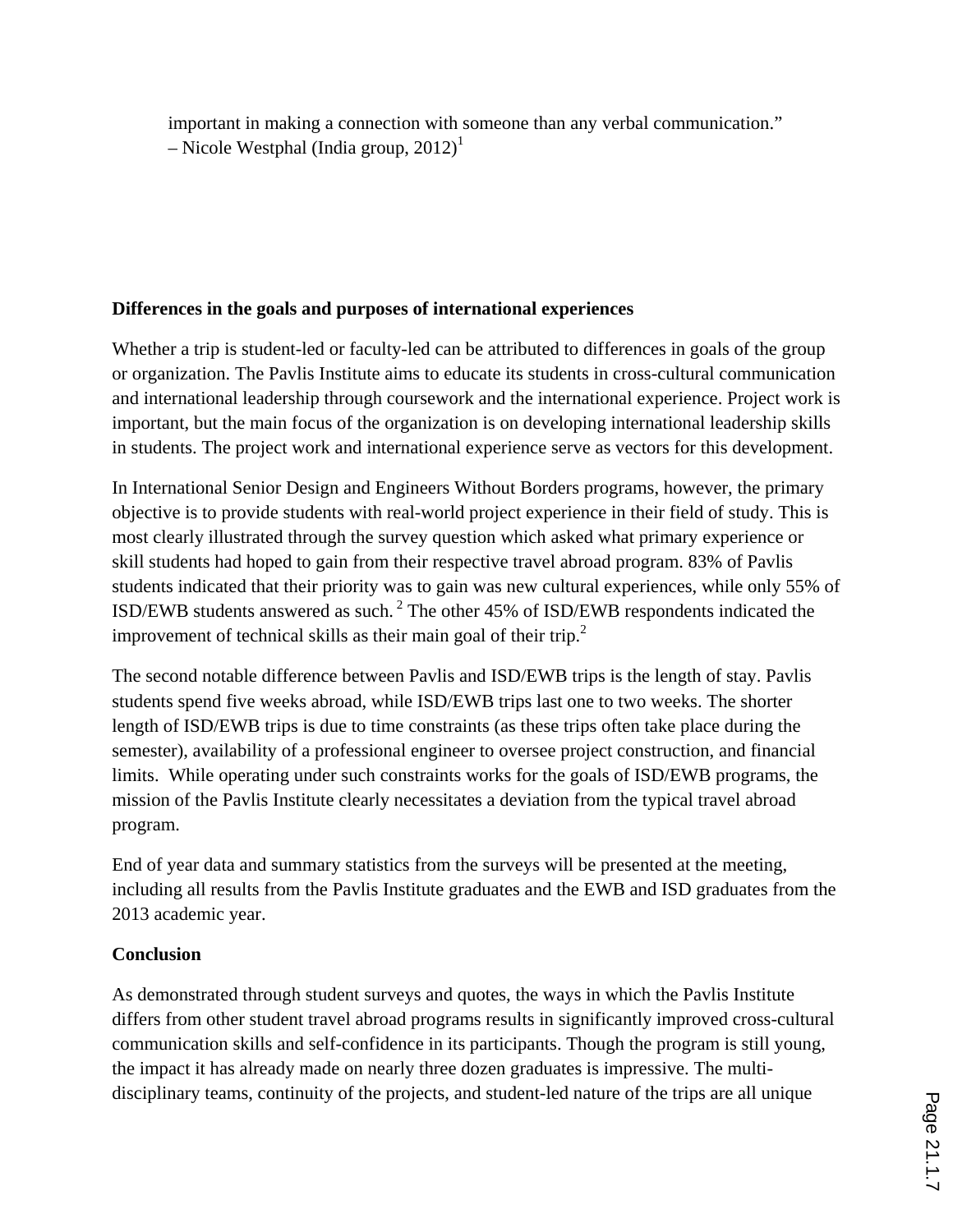important in making a connection with someone than any verbal communication."
– Nicole Westphal (India group, 2012)[1]

**Differences in the goals and purposes of international experiences**

Whether a trip is student-led or faculty-led can be attributed to differences in goals of the group or organization. The Pavlis Institute aims to educate its students in cross-cultural communication and international leadership through coursework and the international experience. Project work is important, but the main focus of the organization is on developing international leadership skills in students. The project work and international experience serve as vectors for this development.

In International Senior Design and Engineers Without Borders programs, however, the primary objective is to provide students with real-world project experience in their field of study. This is most clearly illustrated through the survey question which asked what primary experience or skill students had hoped to gain from their respective travel abroad program. 83% of Pavlis students indicated that their priority was to gain was new cultural experiences, while only 55% of ISD/EWB students answered as such. [2] The other 45% of ISD/EWB respondents indicated the improvement of technical skills as their main goal of their trip.[2]

The second notable difference between Pavlis and ISD/EWB trips is the length of stay. Pavlis students spend five weeks abroad, while ISD/EWB trips last one to two weeks. The shorter length of ISD/EWB trips is due to time constraints (as these trips often take place during the semester), availability of a professional engineer to oversee project construction, and financial limits. While operating under such constraints works for the goals of ISD/EWB programs, the mission of the Pavlis Institute clearly necessitates a deviation from the typical travel abroad program.

End of year data and summary statistics from the surveys will be presented at the meeting, including all results from the Pavlis Institute graduates and the EWB and ISD graduates from the 2013 academic year.

**Conclusion**

As demonstrated through student surveys and quotes, the ways in which the Pavlis Institute differs from other student travel abroad programs results in significantly improved cross-cultural communication skills and self-confidence in its participants. Though the program is still young, the impact it has already made on nearly three dozen graduates is impressive. The multi-disciplinary teams, continuity of the projects, and student-led nature of the trips are all unique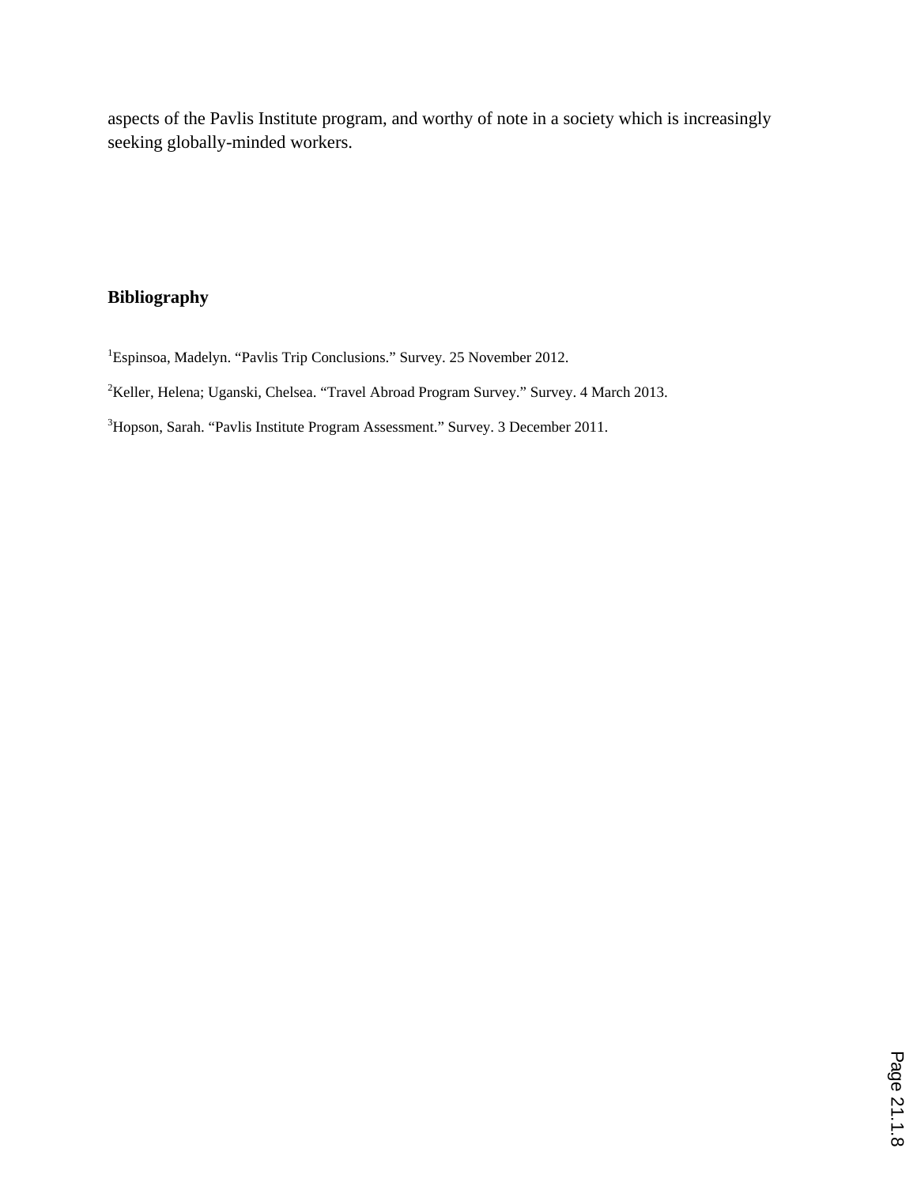aspects of the Pavlis Institute program, and worthy of note in a society which is increasingly seeking globally-minded workers.

**Bibliography**

[1]Espinsoa, Madelyn. “Pavlis Trip Conclusions.” Survey. 25 November 2012.

[2]Keller, Helena; Uganski, Chelsea. “Travel Abroad Program Survey.” Survey. 4 March 2013.

[3]Hopson, Sarah. “Pavlis Institute Program Assessment.” Survey. 3 December 2011.